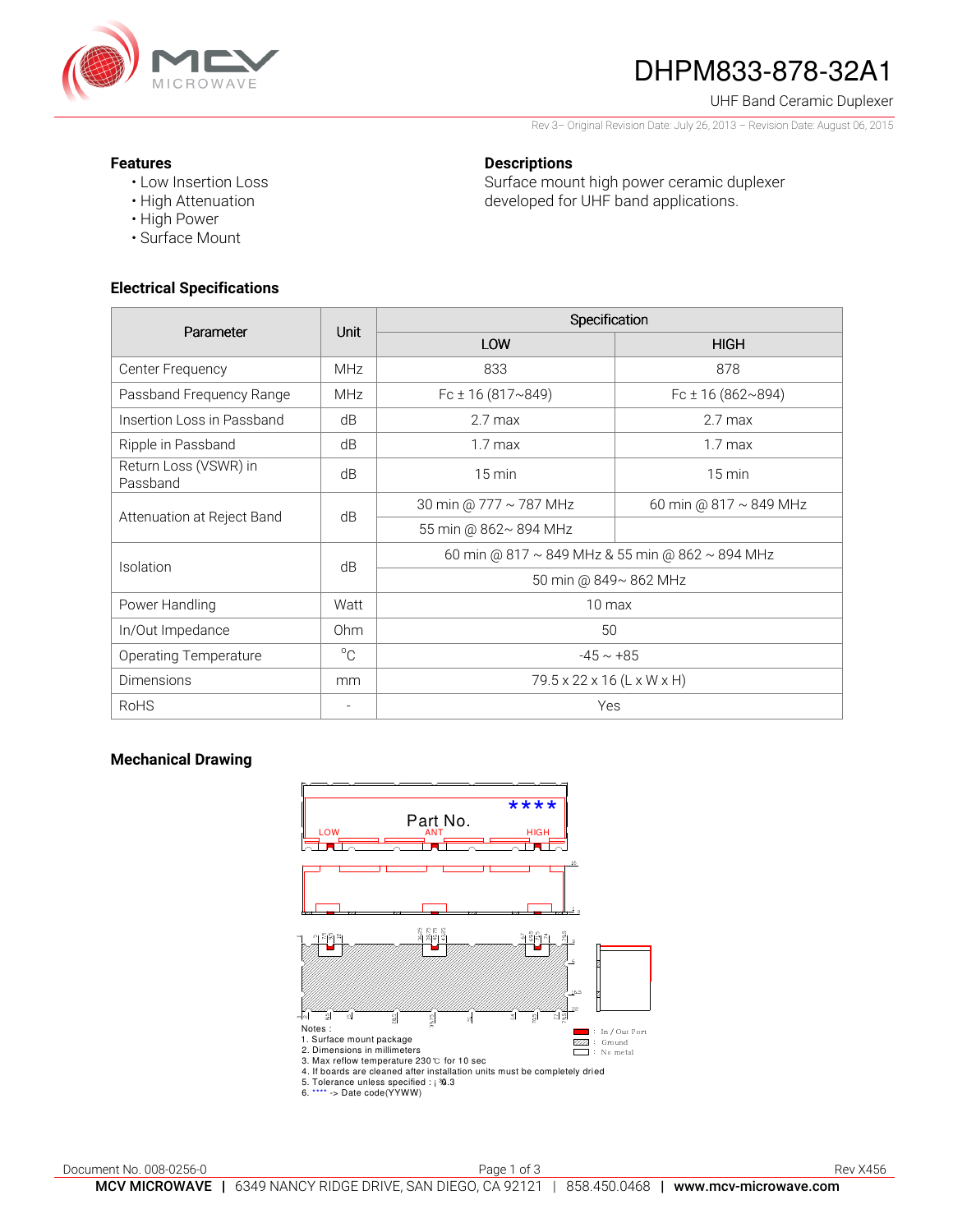# DHPM833-878-32A1

UHF Band Ceramic Duplexer

Rev 3– Original Revision Date: July 26, 2013 – Revision Date: August 06, 2015

**Features**

- Low Insertion Loss
- High Attenuation
- High Power
- Surface Mount

**Descriptions**

Surface mount high power ceramic duplexer developed for UHF band applications.

## Electrical Specifications

| Parameter | Unit | Specification | |
|---|---|---|---|
| | | LOW | HIGH |
| Center Frequency | MHz | 833 | 878 |
| Passband Frequency Range | MHz | Fc ± 16 (817~849) | Fc ± 16 (862~894) |
| Insertion Loss in Passband | dB | 2.7 max | 2.7 max |
| Ripple in Passband | dB | 1.7 max | 1.7 max |
| Return Loss (VSWR) in Passband | dB | 15 min | 15 min |
| Attenuation at Reject Band | dB | 30 min @ 777 ~ 787 MHz | 60 min @ 817 ~ 849 MHz |
| | | 55 min @ 862~ 894 MHz | |
| Isolation | dB | 60 min @ 817 ~ 849 MHz & 55 min @ 862 ~ 894 MHz | |
| | | 50 min @ 849~ 862 MHz | |
| Power Handling | Watt | 10 max | |
| In/Out Impedance | Ohm | 50 | |
| Operating Temperature | °C | -45 ~ +85 | |
| Dimensions | mm | 79.5 x 22 x 16 (L x W x H) | |
| RoHS | - | Yes | |

## Mechanical Drawing

****

Part No.

LOW ANT HIGH

Notes :
1. Surface mount package
2. Dimensions in millimeters
3. Max reflow temperature 230℃ for 10 sec
4. If boards are cleaned after installation units must be completely dried
5. Tolerance unless specified : ±0.3
6. **** -> Date code(YYWW)

: In / Out Port
: Ground
: No metal

Document No. 008-0256-0

Rev X456

**MCV MICROWAVE** | 6349 NANCY RIDGE DRIVE, SAN DIEGO, CA 92121 | 858.450.0468 | **www.mcv-microwave.com**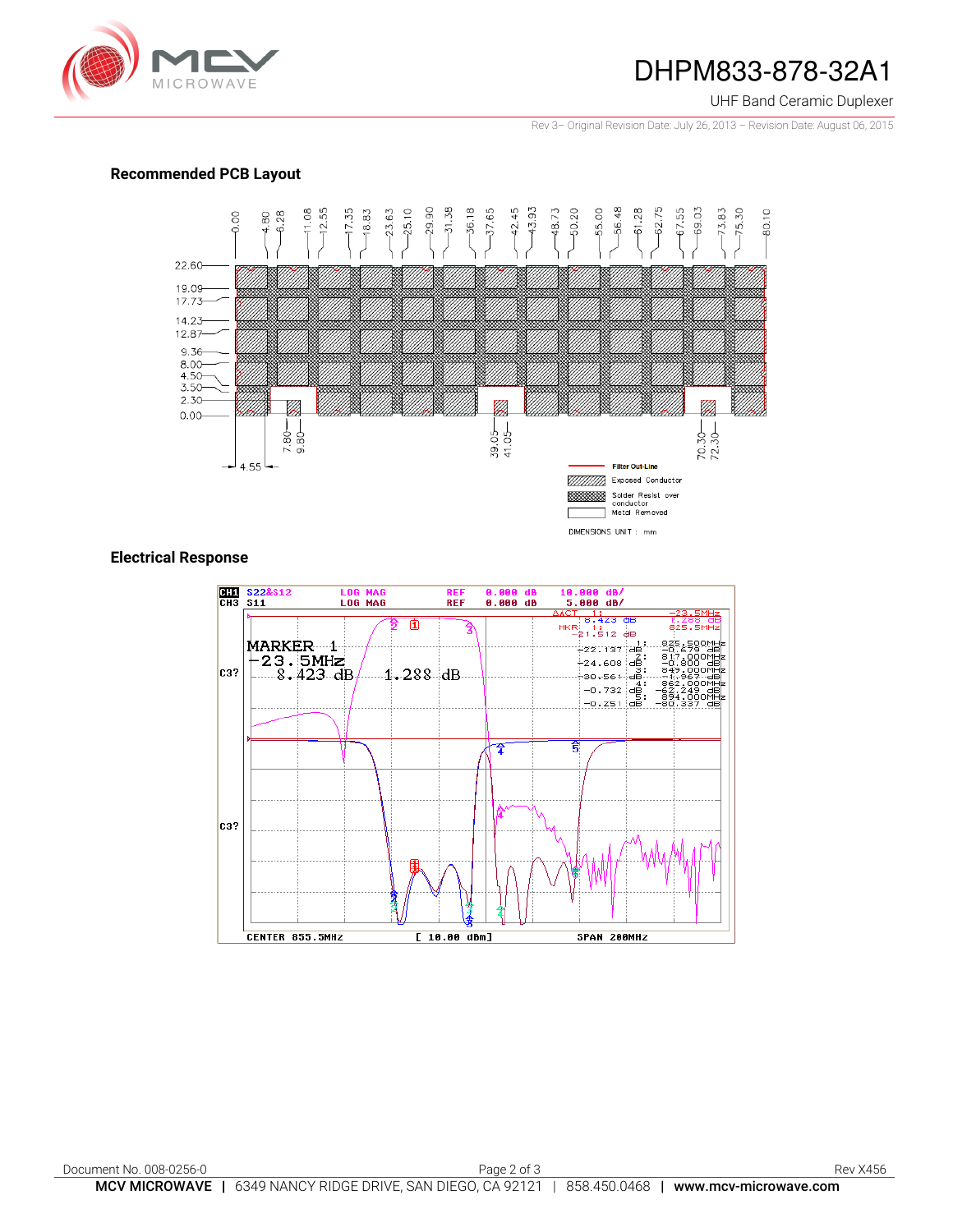## Recommended PCB Layout

0.00, 4.80, 6.28, 11.08, 12.55, 17.35, 18.83, 23.63, 25.10, 29.90, 31.38, 36.18, 37.65, 42.45, 43.93, 48.73, 50.20, 55.00, 56.48, 61.28, 62.75, 67.55, 69.03, 73.83, 75.30, 80.10

22.60, 19.09, 17.73, 14.23, 12.87, 9.36, 8.00, 4.50, 3.50, 2.30, 0.00

7.80, 9.80, 39.05, 41.05, 70.30, 72.30, 4.55

Filter Out-Line

Exposed Conductor

Solder Resist over conductor

Metal Removed

DIMENSIONS UNIT : mm

## Electrical Response

CH1 S22&S12 LOG MAG REF 0.000 dB 10.000 dB/

CH3 S11 LOG MAG REF 0.000 dB 5.000 dB/

MARKER 1
-23.5MHz
8.423 dB 1.288 dB

ΔACT 1: 8.423 dB -23.5MHz 1.288 dB
MKR 1: -21.512 dB 825.5MHz

1: -22.137 dB 825.500MHz -0.679 dB
2: -24.608 dB 817.000MHz -0.800 dB
3: -30.564 dB 849.000MHz -1.967 dB
4: -0.732 dB 862.000MHz -62.249 dB
5: -0.251 dB 894.000MHz -80.337 dB

CENTER 855.5MHz [ 10.00 dBm] SPAN 200MHz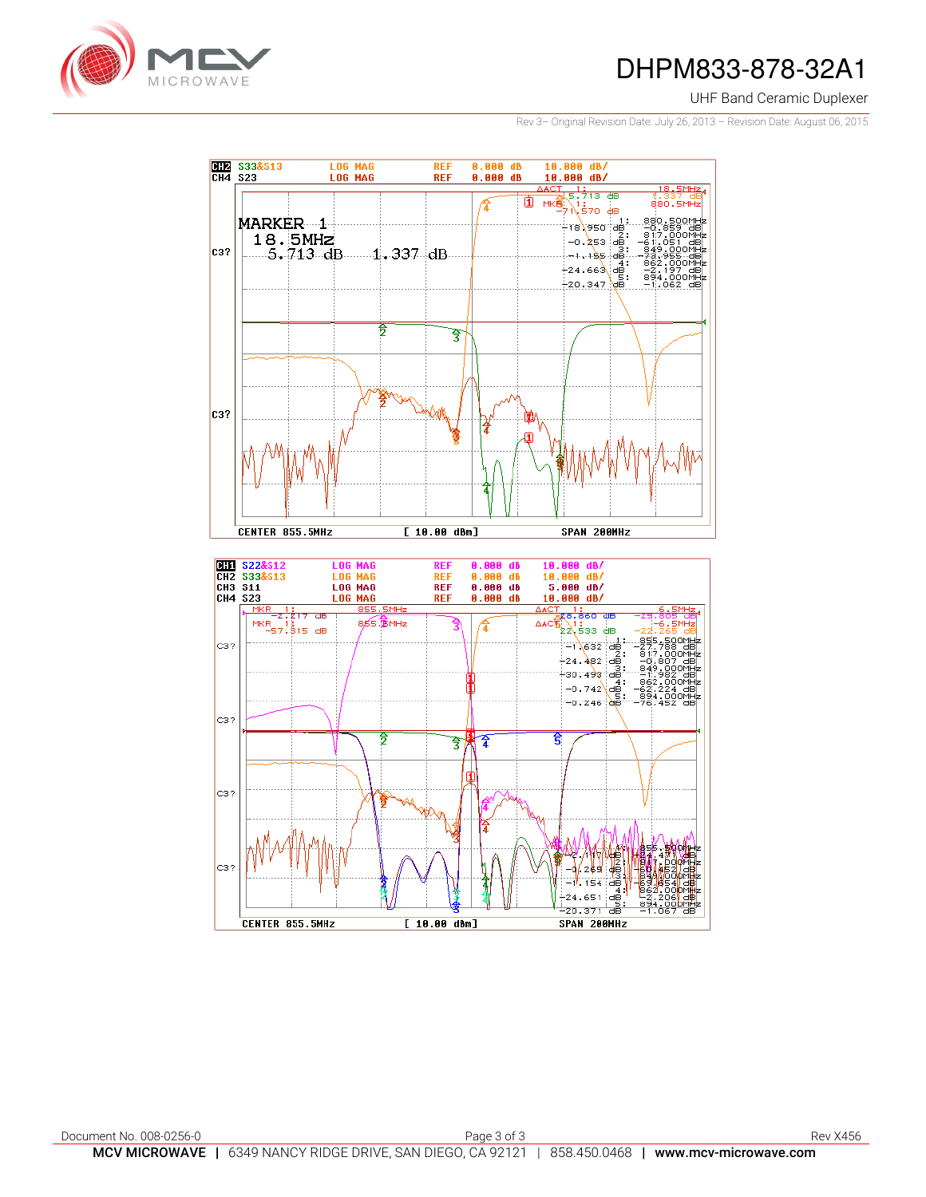# DHPM833-878-32A1

UHF Band Ceramic Duplexer

Rev 3– Original Revision Date: July 26, 2013 – Revision Date: August 06, 2015

CH2 S33&S13 LOG MAG REF 0.000 dB 10.000 dB/
CH4 S23 LOG MAG REF 0.000 dB 10.000 dB/

ΔACT 1: 18.5MHz
5.713 dB 1.337 dB
MKR 1: 880.5MHz
-71.570 dB

MARKER 1
18.5MHz
5.713 dB 1.337 dB

1: 880.500MHz
-18.950 dB -0.859 dB
2: 817.000MHz
-0.253 dB -61.051 dB
3: 849.000MHz
-1.155 dB -73.955 dB
4: 862.000MHz
-24.663 dB -2.197 dB
5: 894.000MHz
-20.347 dB -1.062 dB

CENTER 855.5MHz [ 10.00 dBm] SPAN 200MHz

CH1 S22&S12 LOG MAG REF 0.000 dB 10.000 dB/
CH2 S33&S13 LOG MAG REF 0.000 dB 10.000 dB/
CH3 S11 LOG MAG REF 0.000 dB 5.000 dB/
CH4 S23 LOG MAG REF 0.000 dB 10.000 dB/

MKR 1: 855.5MHz
-2.217 dB
MKR 1: 855.5MHz
-57.915 dB

ΔACT 1: 6.5MHz
28.860 dB -25.605 dB
ΔACT 1: -6.5MHz
22.533 dB -22.265 dB

1: 855.500MHz
-1.632 dB -27.788 dB
2: 817.000MHz
-24.482 dB -0.807 dB
3: 849.000MHz
-30.493 dB -1.982 dB
4: 862.000MHz
-0.742 dB -62.224 dB
5: 894.000MHz
-0.246 dB -76.452 dB

1: 855.500MHz
-2.117 dB -14.471 dB
2: 817.000MHz
-0.265 dB -60.452 dB
3: 849.000MHz
-1.154 dB -69.854 dB
4: 862.000MHz
-24.651 dB -2.206 dB
5: 894.000MHz
-20.371 dB -1.067 dB

CENTER 855.5MHz [ 10.00 dBm] SPAN 200MHz

Document No. 008-0256-0 Rev X456

**MCV MICROWAVE** | 6349 NANCY RIDGE DRIVE, SAN DIEGO, CA 92121 | 858.450.0468 | **www.mcv-microwave.com**